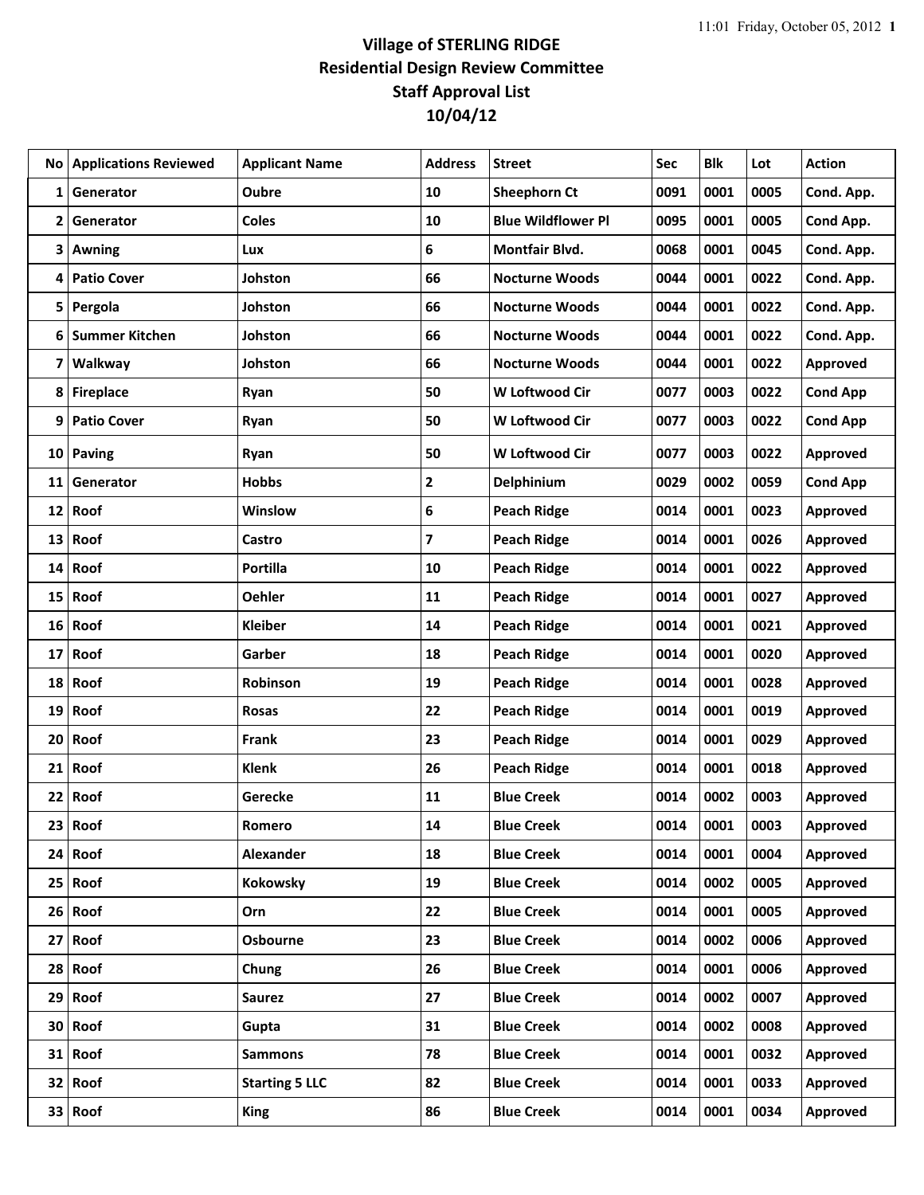# Village of STERLING RIDGE
## Residential Design Review Committee
## Staff Approval List
## 10/04/12

| No | Applications Reviewed | Applicant Name | Address | Street | Sec | Blk | Lot | Action |
|---|---|---|---|---|---|---|---|---|
| 1 | Generator | Oubre | 10 | Sheephorn Ct | 0091 | 0001 | 0005 | Cond. App. |
| 2 | Generator | Coles | 10 | Blue Wildflower Pl | 0095 | 0001 | 0005 | Cond App. |
| 3 | Awning | Lux | 6 | Montfair Blvd. | 0068 | 0001 | 0045 | Cond. App. |
| 4 | Patio Cover | Johston | 66 | Nocturne Woods | 0044 | 0001 | 0022 | Cond. App. |
| 5 | Pergola | Johston | 66 | Nocturne Woods | 0044 | 0001 | 0022 | Cond. App. |
| 6 | Summer Kitchen | Johston | 66 | Nocturne Woods | 0044 | 0001 | 0022 | Cond. App. |
| 7 | Walkway | Johston | 66 | Nocturne Woods | 0044 | 0001 | 0022 | Approved |
| 8 | Fireplace | Ryan | 50 | W Loftwood Cir | 0077 | 0003 | 0022 | Cond App |
| 9 | Patio Cover | Ryan | 50 | W Loftwood Cir | 0077 | 0003 | 0022 | Cond App |
| 10 | Paving | Ryan | 50 | W Loftwood Cir | 0077 | 0003 | 0022 | Approved |
| 11 | Generator | Hobbs | 2 | Delphinium | 0029 | 0002 | 0059 | Cond App |
| 12 | Roof | Winslow | 6 | Peach Ridge | 0014 | 0001 | 0023 | Approved |
| 13 | Roof | Castro | 7 | Peach Ridge | 0014 | 0001 | 0026 | Approved |
| 14 | Roof | Portilla | 10 | Peach Ridge | 0014 | 0001 | 0022 | Approved |
| 15 | Roof | Oehler | 11 | Peach Ridge | 0014 | 0001 | 0027 | Approved |
| 16 | Roof | Kleiber | 14 | Peach Ridge | 0014 | 0001 | 0021 | Approved |
| 17 | Roof | Garber | 18 | Peach Ridge | 0014 | 0001 | 0020 | Approved |
| 18 | Roof | Robinson | 19 | Peach Ridge | 0014 | 0001 | 0028 | Approved |
| 19 | Roof | Rosas | 22 | Peach Ridge | 0014 | 0001 | 0019 | Approved |
| 20 | Roof | Frank | 23 | Peach Ridge | 0014 | 0001 | 0029 | Approved |
| 21 | Roof | Klenk | 26 | Peach Ridge | 0014 | 0001 | 0018 | Approved |
| 22 | Roof | Gerecke | 11 | Blue Creek | 0014 | 0002 | 0003 | Approved |
| 23 | Roof | Romero | 14 | Blue Creek | 0014 | 0001 | 0003 | Approved |
| 24 | Roof | Alexander | 18 | Blue Creek | 0014 | 0001 | 0004 | Approved |
| 25 | Roof | Kokowsky | 19 | Blue Creek | 0014 | 0002 | 0005 | Approved |
| 26 | Roof | Orn | 22 | Blue Creek | 0014 | 0001 | 0005 | Approved |
| 27 | Roof | Osbourne | 23 | Blue Creek | 0014 | 0002 | 0006 | Approved |
| 28 | Roof | Chung | 26 | Blue Creek | 0014 | 0001 | 0006 | Approved |
| 29 | Roof | Saurez | 27 | Blue Creek | 0014 | 0002 | 0007 | Approved |
| 30 | Roof | Gupta | 31 | Blue Creek | 0014 | 0002 | 0008 | Approved |
| 31 | Roof | Sammons | 78 | Blue Creek | 0014 | 0001 | 0032 | Approved |
| 32 | Roof | Starting 5 LLC | 82 | Blue Creek | 0014 | 0001 | 0033 | Approved |
| 33 | Roof | King | 86 | Blue Creek | 0014 | 0001 | 0034 | Approved |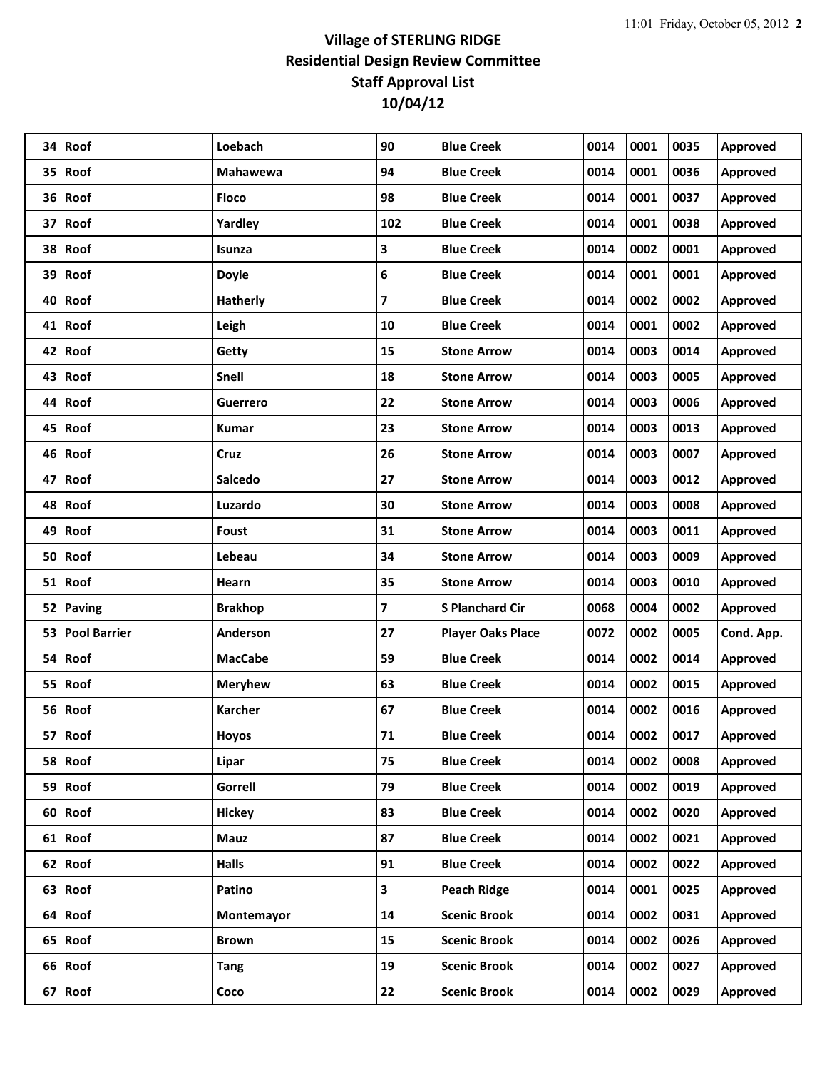**Village of STERLING RIDGE**
**Residential Design Review Committee**
**Staff Approval List**
**10/04/12**

| | | | | | | | | |
|---|---|---|---|---|---|---|---|---|
| 34 | Roof | Loebach | 90 | Blue Creek | 0014 | 0001 | 0035 | Approved |
| 35 | Roof | Mahawewa | 94 | Blue Creek | 0014 | 0001 | 0036 | Approved |
| 36 | Roof | Floco | 98 | Blue Creek | 0014 | 0001 | 0037 | Approved |
| 37 | Roof | Yardley | 102 | Blue Creek | 0014 | 0001 | 0038 | Approved |
| 38 | Roof | Isunza | 3 | Blue Creek | 0014 | 0002 | 0001 | Approved |
| 39 | Roof | Doyle | 6 | Blue Creek | 0014 | 0001 | 0001 | Approved |
| 40 | Roof | Hatherly | 7 | Blue Creek | 0014 | 0002 | 0002 | Approved |
| 41 | Roof | Leigh | 10 | Blue Creek | 0014 | 0001 | 0002 | Approved |
| 42 | Roof | Getty | 15 | Stone Arrow | 0014 | 0003 | 0014 | Approved |
| 43 | Roof | Snell | 18 | Stone Arrow | 0014 | 0003 | 0005 | Approved |
| 44 | Roof | Guerrero | 22 | Stone Arrow | 0014 | 0003 | 0006 | Approved |
| 45 | Roof | Kumar | 23 | Stone Arrow | 0014 | 0003 | 0013 | Approved |
| 46 | Roof | Cruz | 26 | Stone Arrow | 0014 | 0003 | 0007 | Approved |
| 47 | Roof | Salcedo | 27 | Stone Arrow | 0014 | 0003 | 0012 | Approved |
| 48 | Roof | Luzardo | 30 | Stone Arrow | 0014 | 0003 | 0008 | Approved |
| 49 | Roof | Foust | 31 | Stone Arrow | 0014 | 0003 | 0011 | Approved |
| 50 | Roof | Lebeau | 34 | Stone Arrow | 0014 | 0003 | 0009 | Approved |
| 51 | Roof | Hearn | 35 | Stone Arrow | 0014 | 0003 | 0010 | Approved |
| 52 | Paving | Brakhop | 7 | S Planchard Cir | 0068 | 0004 | 0002 | Approved |
| 53 | Pool Barrier | Anderson | 27 | Player Oaks Place | 0072 | 0002 | 0005 | Cond. App. |
| 54 | Roof | MacCabe | 59 | Blue Creek | 0014 | 0002 | 0014 | Approved |
| 55 | Roof | Meryhew | 63 | Blue Creek | 0014 | 0002 | 0015 | Approved |
| 56 | Roof | Karcher | 67 | Blue Creek | 0014 | 0002 | 0016 | Approved |
| 57 | Roof | Hoyos | 71 | Blue Creek | 0014 | 0002 | 0017 | Approved |
| 58 | Roof | Lipar | 75 | Blue Creek | 0014 | 0002 | 0008 | Approved |
| 59 | Roof | Gorrell | 79 | Blue Creek | 0014 | 0002 | 0019 | Approved |
| 60 | Roof | Hickey | 83 | Blue Creek | 0014 | 0002 | 0020 | Approved |
| 61 | Roof | Mauz | 87 | Blue Creek | 0014 | 0002 | 0021 | Approved |
| 62 | Roof | Halls | 91 | Blue Creek | 0014 | 0002 | 0022 | Approved |
| 63 | Roof | Patino | 3 | Peach Ridge | 0014 | 0001 | 0025 | Approved |
| 64 | Roof | Montemayor | 14 | Scenic Brook | 0014 | 0002 | 0031 | Approved |
| 65 | Roof | Brown | 15 | Scenic Brook | 0014 | 0002 | 0026 | Approved |
| 66 | Roof | Tang | 19 | Scenic Brook | 0014 | 0002 | 0027 | Approved |
| 67 | Roof | Coco | 22 | Scenic Brook | 0014 | 0002 | 0029 | Approved |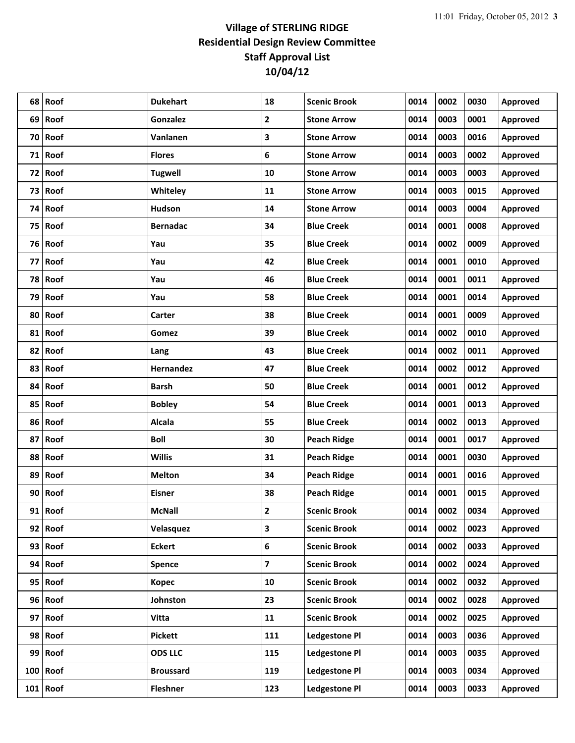# Village of STERLING RIDGE
## Residential Design Review Committee
## Staff Approval List
## 10/04/12

| | | | | | | | | |
|---|---|---|---|---|---|---|---|---|
| 68 | Roof | Dukehart | 18 | Scenic Brook | 0014 | 0002 | 0030 | Approved |
| 69 | Roof | Gonzalez | 2 | Stone Arrow | 0014 | 0003 | 0001 | Approved |
| 70 | Roof | Vanlanen | 3 | Stone Arrow | 0014 | 0003 | 0016 | Approved |
| 71 | Roof | Flores | 6 | Stone Arrow | 0014 | 0003 | 0002 | Approved |
| 72 | Roof | Tugwell | 10 | Stone Arrow | 0014 | 0003 | 0003 | Approved |
| 73 | Roof | Whiteley | 11 | Stone Arrow | 0014 | 0003 | 0015 | Approved |
| 74 | Roof | Hudson | 14 | Stone Arrow | 0014 | 0003 | 0004 | Approved |
| 75 | Roof | Bernadac | 34 | Blue Creek | 0014 | 0001 | 0008 | Approved |
| 76 | Roof | Yau | 35 | Blue Creek | 0014 | 0002 | 0009 | Approved |
| 77 | Roof | Yau | 42 | Blue Creek | 0014 | 0001 | 0010 | Approved |
| 78 | Roof | Yau | 46 | Blue Creek | 0014 | 0001 | 0011 | Approved |
| 79 | Roof | Yau | 58 | Blue Creek | 0014 | 0001 | 0014 | Approved |
| 80 | Roof | Carter | 38 | Blue Creek | 0014 | 0001 | 0009 | Approved |
| 81 | Roof | Gomez | 39 | Blue Creek | 0014 | 0002 | 0010 | Approved |
| 82 | Roof | Lang | 43 | Blue Creek | 0014 | 0002 | 0011 | Approved |
| 83 | Roof | Hernandez | 47 | Blue Creek | 0014 | 0002 | 0012 | Approved |
| 84 | Roof | Barsh | 50 | Blue Creek | 0014 | 0001 | 0012 | Approved |
| 85 | Roof | Bobley | 54 | Blue Creek | 0014 | 0001 | 0013 | Approved |
| 86 | Roof | Alcala | 55 | Blue Creek | 0014 | 0002 | 0013 | Approved |
| 87 | Roof | Boll | 30 | Peach Ridge | 0014 | 0001 | 0017 | Approved |
| 88 | Roof | Willis | 31 | Peach Ridge | 0014 | 0001 | 0030 | Approved |
| 89 | Roof | Melton | 34 | Peach Ridge | 0014 | 0001 | 0016 | Approved |
| 90 | Roof | Eisner | 38 | Peach Ridge | 0014 | 0001 | 0015 | Approved |
| 91 | Roof | McNall | 2 | Scenic Brook | 0014 | 0002 | 0034 | Approved |
| 92 | Roof | Velasquez | 3 | Scenic Brook | 0014 | 0002 | 0023 | Approved |
| 93 | Roof | Eckert | 6 | Scenic Brook | 0014 | 0002 | 0033 | Approved |
| 94 | Roof | Spence | 7 | Scenic Brook | 0014 | 0002 | 0024 | Approved |
| 95 | Roof | Kopec | 10 | Scenic Brook | 0014 | 0002 | 0032 | Approved |
| 96 | Roof | Johnston | 23 | Scenic Brook | 0014 | 0002 | 0028 | Approved |
| 97 | Roof | Vitta | 11 | Scenic Brook | 0014 | 0002 | 0025 | Approved |
| 98 | Roof | Pickett | 111 | Ledgestone Pl | 0014 | 0003 | 0036 | Approved |
| 99 | Roof | ODS LLC | 115 | Ledgestone Pl | 0014 | 0003 | 0035 | Approved |
| 100 | Roof | Broussard | 119 | Ledgestone Pl | 0014 | 0003 | 0034 | Approved |
| 101 | Roof | Fleshner | 123 | Ledgestone Pl | 0014 | 0003 | 0033 | Approved |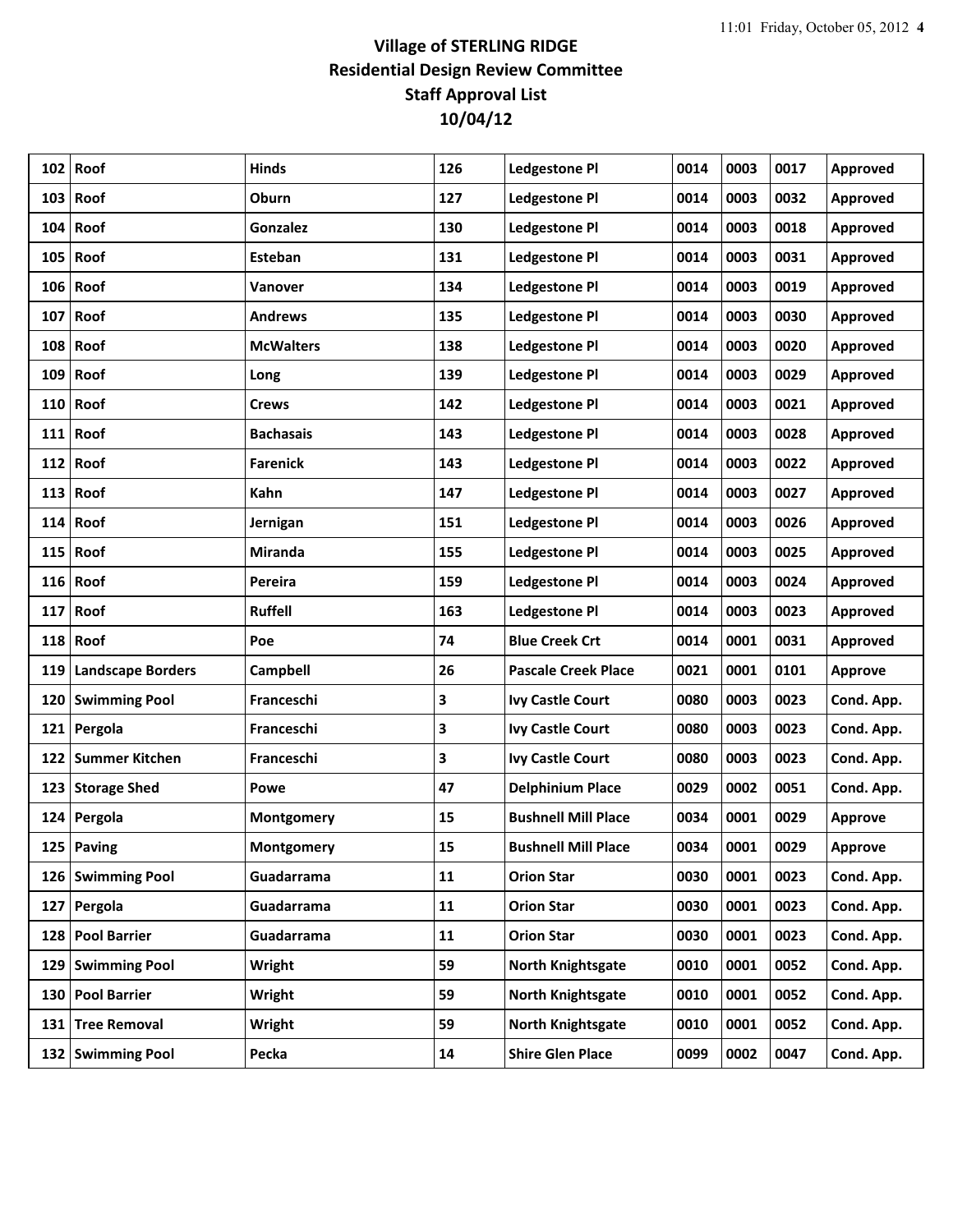# Village of STERLING RIDGE
## Residential Design Review Committee
## Staff Approval List
## 10/04/12

| | | | | | | | | |
|---|---|---|---|---|---|---|---|---|
| 102 | Roof | Hinds | 126 | Ledgestone Pl | 0014 | 0003 | 0017 | Approved |
| 103 | Roof | Oburn | 127 | Ledgestone Pl | 0014 | 0003 | 0032 | Approved |
| 104 | Roof | Gonzalez | 130 | Ledgestone Pl | 0014 | 0003 | 0018 | Approved |
| 105 | Roof | Esteban | 131 | Ledgestone Pl | 0014 | 0003 | 0031 | Approved |
| 106 | Roof | Vanover | 134 | Ledgestone Pl | 0014 | 0003 | 0019 | Approved |
| 107 | Roof | Andrews | 135 | Ledgestone Pl | 0014 | 0003 | 0030 | Approved |
| 108 | Roof | McWalters | 138 | Ledgestone Pl | 0014 | 0003 | 0020 | Approved |
| 109 | Roof | Long | 139 | Ledgestone Pl | 0014 | 0003 | 0029 | Approved |
| 110 | Roof | Crews | 142 | Ledgestone Pl | 0014 | 0003 | 0021 | Approved |
| 111 | Roof | Bachasais | 143 | Ledgestone Pl | 0014 | 0003 | 0028 | Approved |
| 112 | Roof | Farenick | 143 | Ledgestone Pl | 0014 | 0003 | 0022 | Approved |
| 113 | Roof | Kahn | 147 | Ledgestone Pl | 0014 | 0003 | 0027 | Approved |
| 114 | Roof | Jernigan | 151 | Ledgestone Pl | 0014 | 0003 | 0026 | Approved |
| 115 | Roof | Miranda | 155 | Ledgestone Pl | 0014 | 0003 | 0025 | Approved |
| 116 | Roof | Pereira | 159 | Ledgestone Pl | 0014 | 0003 | 0024 | Approved |
| 117 | Roof | Ruffell | 163 | Ledgestone Pl | 0014 | 0003 | 0023 | Approved |
| 118 | Roof | Poe | 74 | Blue Creek Crt | 0014 | 0001 | 0031 | Approved |
| 119 | Landscape Borders | Campbell | 26 | Pascale Creek Place | 0021 | 0001 | 0101 | Approve |
| 120 | Swimming Pool | Franceschi | 3 | Ivy Castle Court | 0080 | 0003 | 0023 | Cond. App. |
| 121 | Pergola | Franceschi | 3 | Ivy Castle Court | 0080 | 0003 | 0023 | Cond. App. |
| 122 | Summer Kitchen | Franceschi | 3 | Ivy Castle Court | 0080 | 0003 | 0023 | Cond. App. |
| 123 | Storage Shed | Powe | 47 | Delphinium Place | 0029 | 0002 | 0051 | Cond. App. |
| 124 | Pergola | Montgomery | 15 | Bushnell Mill Place | 0034 | 0001 | 0029 | Approve |
| 125 | Paving | Montgomery | 15 | Bushnell Mill Place | 0034 | 0001 | 0029 | Approve |
| 126 | Swimming Pool | Guadarrama | 11 | Orion Star | 0030 | 0001 | 0023 | Cond. App. |
| 127 | Pergola | Guadarrama | 11 | Orion Star | 0030 | 0001 | 0023 | Cond. App. |
| 128 | Pool Barrier | Guadarrama | 11 | Orion Star | 0030 | 0001 | 0023 | Cond. App. |
| 129 | Swimming Pool | Wright | 59 | North Knightsgate | 0010 | 0001 | 0052 | Cond. App. |
| 130 | Pool Barrier | Wright | 59 | North Knightsgate | 0010 | 0001 | 0052 | Cond. App. |
| 131 | Tree Removal | Wright | 59 | North Knightsgate | 0010 | 0001 | 0052 | Cond. App. |
| 132 | Swimming Pool | Pecka | 14 | Shire Glen Place | 0099 | 0002 | 0047 | Cond. App. |